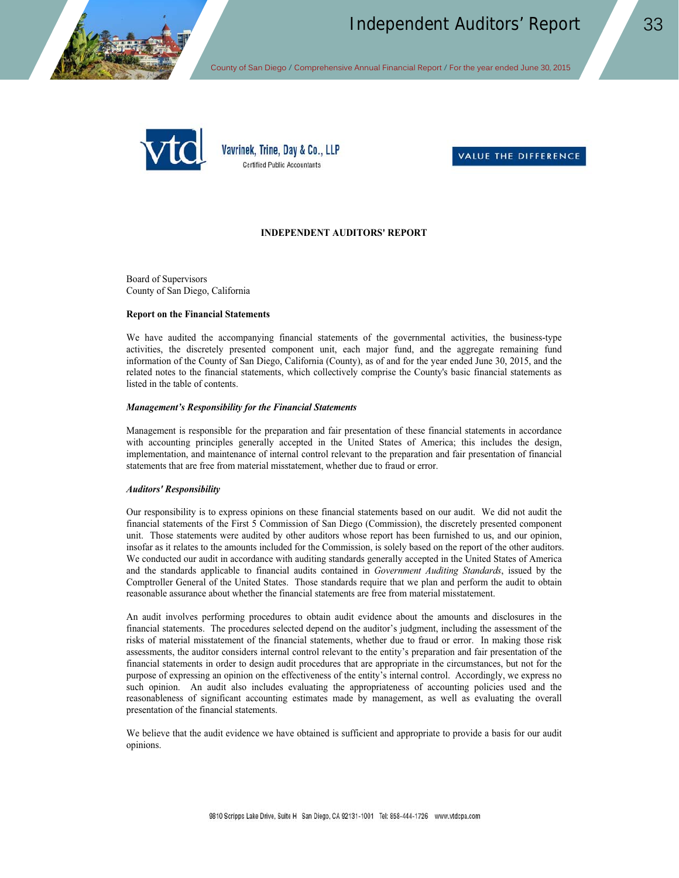Vavrinek, Trine, Day & Co., LLP
Certified Public Accountants

VALUE THE DIFFERENCE

# INDEPENDENT AUDITORS' REPORT

Board of Supervisors
County of San Diego, California

**Report on the Financial Statements**

We have audited the accompanying financial statements of the governmental activities, the business-type activities, the discretely presented component unit, each major fund, and the aggregate remaining fund information of the County of San Diego, California (County), as of and for the year ended June 30, 2015, and the related notes to the financial statements, which collectively comprise the County's basic financial statements as listed in the table of contents.

***Management's Responsibility for the Financial Statements***

Management is responsible for the preparation and fair presentation of these financial statements in accordance with accounting principles generally accepted in the United States of America; this includes the design, implementation, and maintenance of internal control relevant to the preparation and fair presentation of financial statements that are free from material misstatement, whether due to fraud or error.

***Auditors' Responsibility***

Our responsibility is to express opinions on these financial statements based on our audit. We did not audit the financial statements of the First 5 Commission of San Diego (Commission), the discretely presented component unit. Those statements were audited by other auditors whose report has been furnished to us, and our opinion, insofar as it relates to the amounts included for the Commission, is solely based on the report of the other auditors. We conducted our audit in accordance with auditing standards generally accepted in the United States of America and the standards applicable to financial audits contained in *Government Auditing Standards*, issued by the Comptroller General of the United States. Those standards require that we plan and perform the audit to obtain reasonable assurance about whether the financial statements are free from material misstatement.

An audit involves performing procedures to obtain audit evidence about the amounts and disclosures in the financial statements. The procedures selected depend on the auditor's judgment, including the assessment of the risks of material misstatement of the financial statements, whether due to fraud or error. In making those risk assessments, the auditor considers internal control relevant to the entity's preparation and fair presentation of the financial statements in order to design audit procedures that are appropriate in the circumstances, but not for the purpose of expressing an opinion on the effectiveness of the entity's internal control. Accordingly, we express no such opinion. An audit also includes evaluating the appropriateness of accounting policies used and the reasonableness of significant accounting estimates made by management, as well as evaluating the overall presentation of the financial statements.

We believe that the audit evidence we have obtained is sufficient and appropriate to provide a basis for our audit opinions.

9810 Scripps Lake Drive, Suite H San Diego, CA 92131-1001 Tel: 858-444-1726 www.vtdcpa.com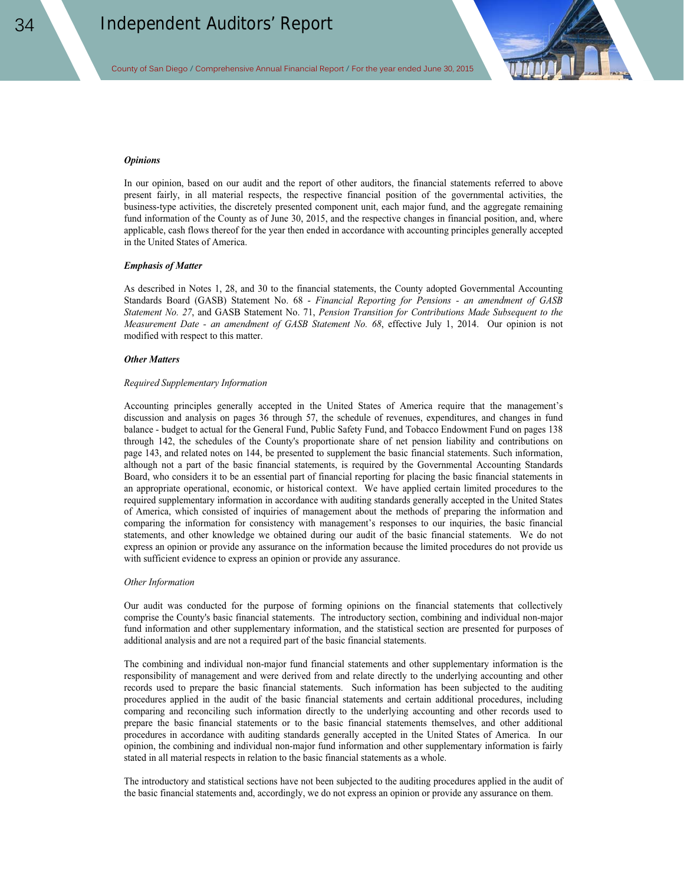***Opinions***

In our opinion, based on our audit and the report of other auditors, the financial statements referred to above present fairly, in all material respects, the respective financial position of the governmental activities, the business-type activities, the discretely presented component unit, each major fund, and the aggregate remaining fund information of the County as of June 30, 2015, and the respective changes in financial position, and, where applicable, cash flows thereof for the year then ended in accordance with accounting principles generally accepted in the United States of America.

***Emphasis of Matter***

As described in Notes 1, 28, and 30 to the financial statements, the County adopted Governmental Accounting Standards Board (GASB) Statement No. 68 - *Financial Reporting for Pensions - an amendment of GASB Statement No. 27*, and GASB Statement No. 71, *Pension Transition for Contributions Made Subsequent to the Measurement Date - an amendment of GASB Statement No. 68*, effective July 1, 2014. Our opinion is not modified with respect to this matter.

***Other Matters***

*Required Supplementary Information*

Accounting principles generally accepted in the United States of America require that the management's discussion and analysis on pages 36 through 57, the schedule of revenues, expenditures, and changes in fund balance - budget to actual for the General Fund, Public Safety Fund, and Tobacco Endowment Fund on pages 138 through 142, the schedules of the County's proportionate share of net pension liability and contributions on page 143, and related notes on 144, be presented to supplement the basic financial statements. Such information, although not a part of the basic financial statements, is required by the Governmental Accounting Standards Board, who considers it to be an essential part of financial reporting for placing the basic financial statements in an appropriate operational, economic, or historical context. We have applied certain limited procedures to the required supplementary information in accordance with auditing standards generally accepted in the United States of America, which consisted of inquiries of management about the methods of preparing the information and comparing the information for consistency with management's responses to our inquiries, the basic financial statements, and other knowledge we obtained during our audit of the basic financial statements. We do not express an opinion or provide any assurance on the information because the limited procedures do not provide us with sufficient evidence to express an opinion or provide any assurance.

*Other Information*

Our audit was conducted for the purpose of forming opinions on the financial statements that collectively comprise the County's basic financial statements. The introductory section, combining and individual non-major fund information and other supplementary information, and the statistical section are presented for purposes of additional analysis and are not a required part of the basic financial statements.

The combining and individual non-major fund financial statements and other supplementary information is the responsibility of management and were derived from and relate directly to the underlying accounting and other records used to prepare the basic financial statements. Such information has been subjected to the auditing procedures applied in the audit of the basic financial statements and certain additional procedures, including comparing and reconciling such information directly to the underlying accounting and other records used to prepare the basic financial statements or to the basic financial statements themselves, and other additional procedures in accordance with auditing standards generally accepted in the United States of America. In our opinion, the combining and individual non-major fund information and other supplementary information is fairly stated in all material respects in relation to the basic financial statements as a whole.

The introductory and statistical sections have not been subjected to the auditing procedures applied in the audit of the basic financial statements and, accordingly, we do not express an opinion or provide any assurance on them.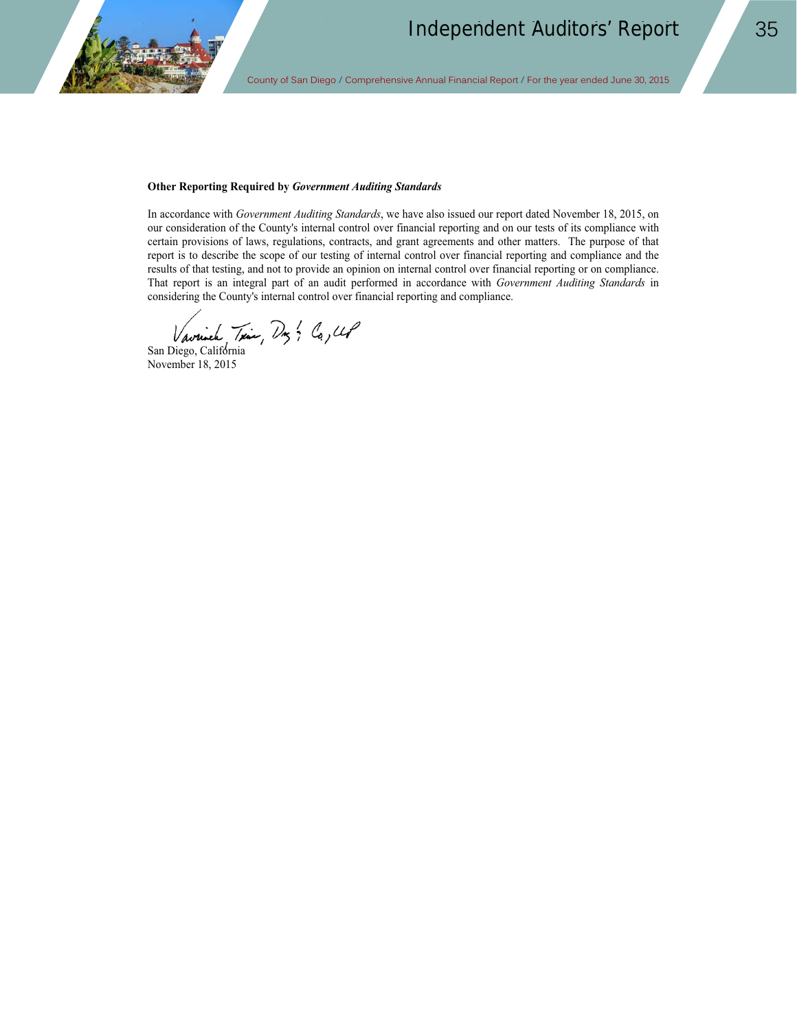**Other Reporting Required by *Government Auditing Standards***

In accordance with *Government Auditing Standards*, we have also issued our report dated November 18, 2015, on our consideration of the County's internal control over financial reporting and on our tests of its compliance with certain provisions of laws, regulations, contracts, and grant agreements and other matters. The purpose of that report is to describe the scope of our testing of internal control over financial reporting and compliance and the results of that testing, and not to provide an opinion on internal control over financial reporting or on compliance. That report is an integral part of an audit performed in accordance with *Government Auditing Standards* in considering the County's internal control over financial reporting and compliance.

Vavrinek, Trine, Day & Co., LLP

San Diego, California
November 18, 2015